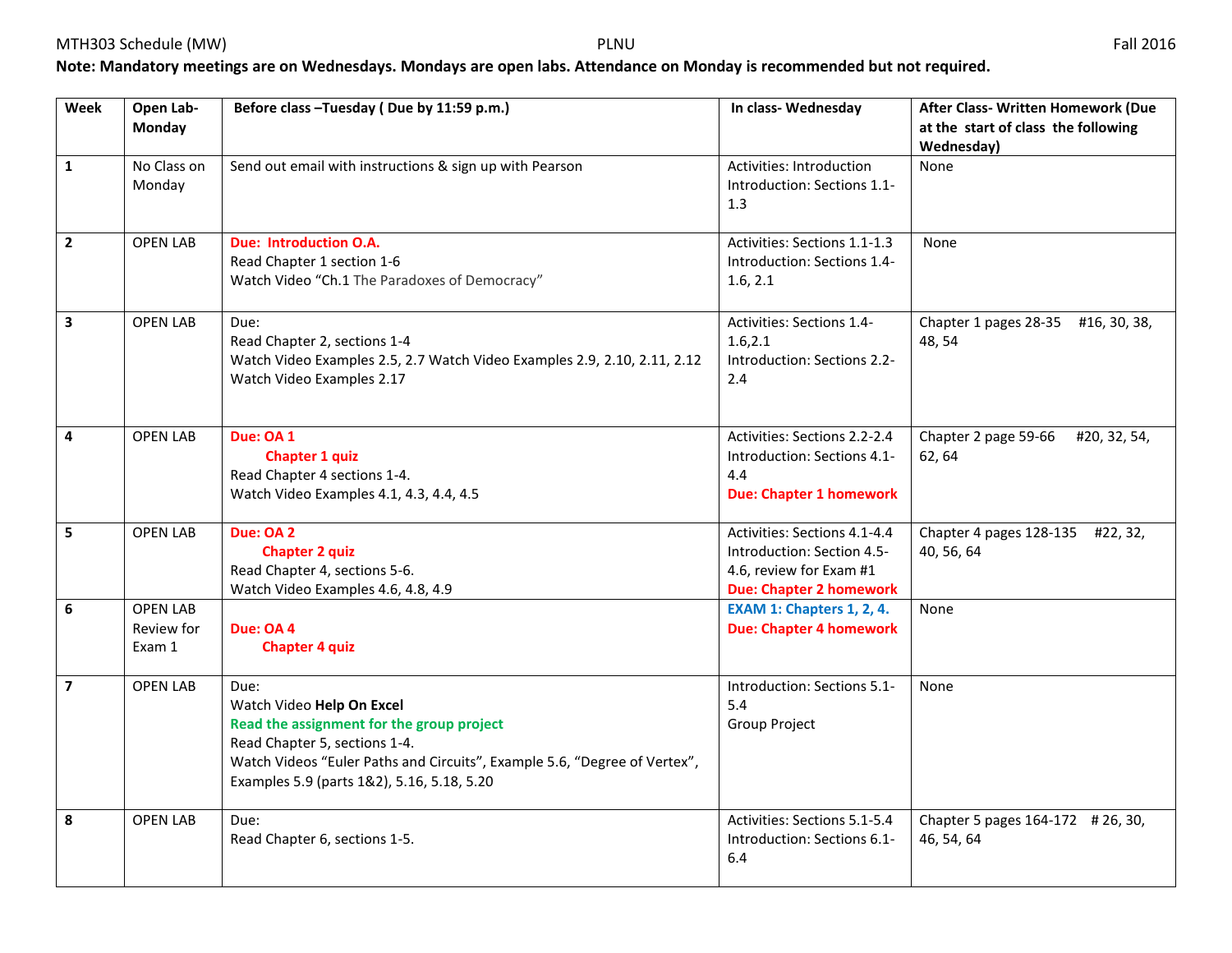MTH303 Schedule (MW) PLNU Fall 2016

**Note: Mandatory meetings are on Wednesdays. Mondays are open labs. Attendance on Monday is recommended but not required.**

| Week | Open Lab-Monday | Before class –Tuesday ( Due by 11:59 p.m.) | In class- Wednesday | After Class- Written Homework (Due at the start of class the following Wednesday) |
|---|---|---|---|---|
| 1 | No Class on Monday | Send out email with instructions & sign up with Pearson | Activities: Introduction<br>Introduction: Sections 1.1-1.3 | None |
| 2 | OPEN LAB | Due: Introduction O.A.<br>Read Chapter 1 section 1-6<br>Watch Video "Ch.1 The Paradoxes of Democracy" | Activities: Sections 1.1-1.3<br>Introduction: Sections 1.4-1.6, 2.1 | None |
| 3 | OPEN LAB | Due:<br>Read Chapter 2, sections 1-4<br>Watch Video Examples 2.5, 2.7 Watch Video Examples 2.9, 2.10, 2.11, 2.12<br>Watch Video Examples 2.17 | Activities: Sections 1.4-1.6,2.1<br>Introduction: Sections 2.2-2.4 | Chapter 1 pages 28-35 #16, 30, 38, 48, 54 |
| 4 | OPEN LAB | Due: OA 1<br>Chapter 1 quiz<br>Read Chapter 4 sections 1-4.<br>Watch Video Examples 4.1, 4.3, 4.4, 4.5 | Activities: Sections 2.2-2.4<br>Introduction: Sections 4.1-4.4<br>Due: Chapter 1 homework | Chapter 2 page 59-66 #20, 32, 54, 62, 64 |
| 5 | OPEN LAB | Due: OA 2<br>Chapter 2 quiz<br>Read Chapter 4, sections 5-6.<br>Watch Video Examples 4.6, 4.8, 4.9 | Activities: Sections 4.1-4.4<br>Introduction: Section 4.5-4.6, review for Exam #1<br>Due: Chapter 2 homework | Chapter 4 pages 128-135 #22, 32, 40, 56, 64 |
| 6 | OPEN LAB<br>Review for Exam 1 | Due: OA 4<br>Chapter 4 quiz | EXAM 1: Chapters 1, 2, 4.<br>Due: Chapter 4 homework | None |
| 7 | OPEN LAB | Due:<br>Watch Video **Help On Excel**<br>Read the assignment for the group project<br>Read Chapter 5, sections 1-4.<br>Watch Videos "Euler Paths and Circuits", Example 5.6, "Degree of Vertex", Examples 5.9 (parts 1&2), 5.16, 5.18, 5.20 | Introduction: Sections 5.1-5.4<br>Group Project | None |
| 8 | OPEN LAB | Due:<br>Read Chapter 6, sections 1-5. | Activities: Sections 5.1-5.4<br>Introduction: Sections 6.1-6.4 | Chapter 5 pages 164-172 # 26, 30, 46, 54, 64 |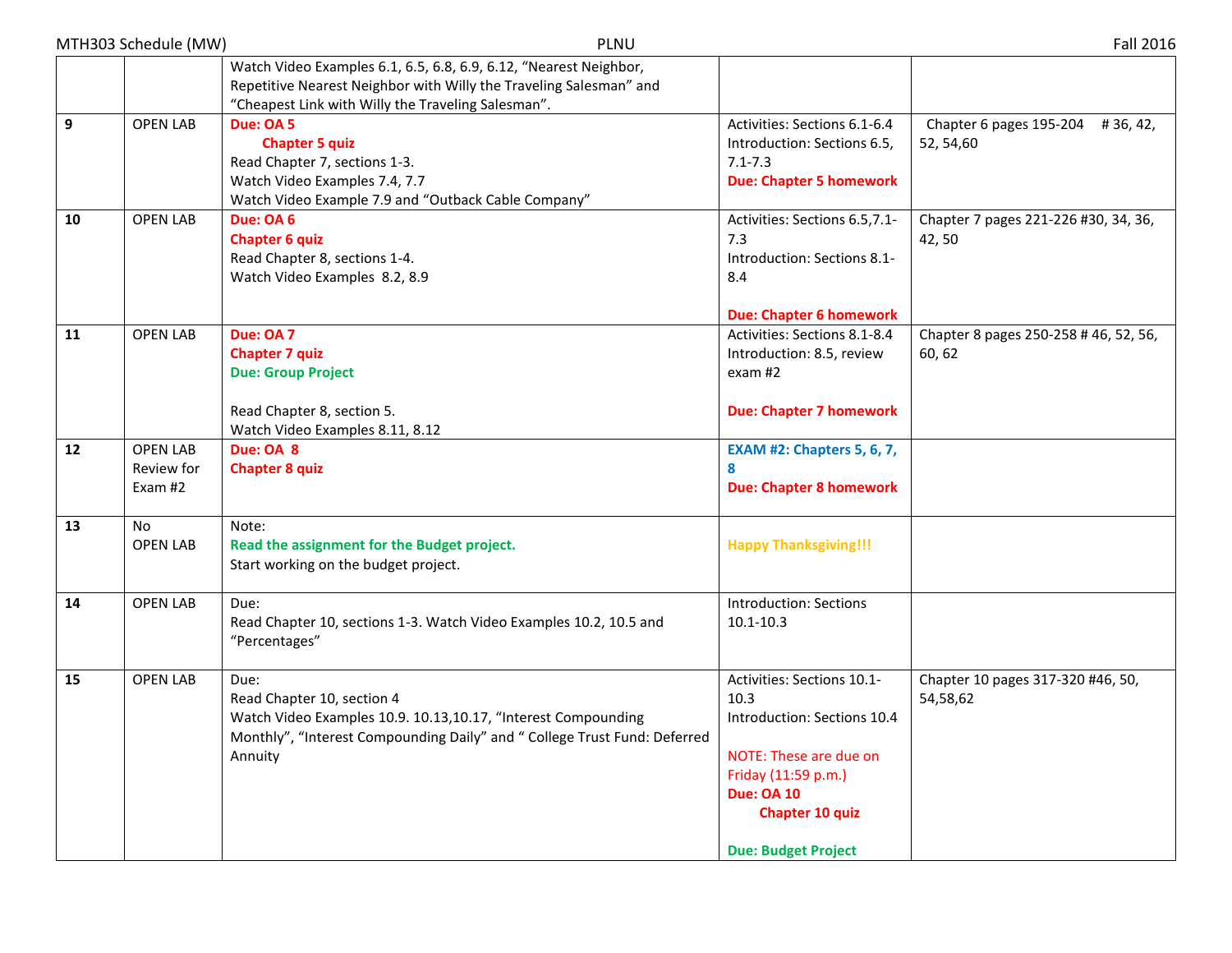| | | | | |
|---|---|---|---|---|
| | | Watch Video Examples 6.1, 6.5, 6.8, 6.9, 6.12, "Nearest Neighbor, Repetitive Nearest Neighbor with Willy the Traveling Salesman" and "Cheapest Link with Willy the Traveling Salesman". | | |
| 9 | OPEN LAB | **Due: OA 5**<br>**Chapter 5 quiz**<br>Read Chapter 7, sections 1-3.<br>Watch Video Examples 7.4, 7.7<br>Watch Video Example 7.9 and "Outback Cable Company" | Activities: Sections 6.1-6.4<br>Introduction: Sections 6.5, 7.1-7.3<br>**Due: Chapter 5 homework** | Chapter 6 pages 195-204 # 36, 42, 52, 54,60 |
| 10 | OPEN LAB | **Due: OA 6**<br>**Chapter 6 quiz**<br>Read Chapter 8, sections 1-4.<br>Watch Video Examples 8.2, 8.9 | Activities: Sections 6.5,7.1-7.3<br>Introduction: Sections 8.1-8.4<br><br>**Due: Chapter 6 homework** | Chapter 7 pages 221-226 #30, 34, 36, 42, 50 |
| 11 | OPEN LAB | **Due: OA 7**<br>**Chapter 7 quiz**<br>**Due: Group Project**<br><br>Read Chapter 8, section 5.<br>Watch Video Examples 8.11, 8.12 | Activities: Sections 8.1-8.4<br>Introduction: 8.5, review exam #2<br><br>**Due: Chapter 7 homework** | Chapter 8 pages 250-258 # 46, 52, 56, 60, 62 |
| 12 | OPEN LAB<br>Review for Exam #2 | **Due: OA 8**<br>**Chapter 8 quiz** | **EXAM #2: Chapters 5, 6, 7, 8**<br>**Due: Chapter 8 homework** | |
| 13 | No<br>OPEN LAB | Note:<br>**Read the assignment for the Budget project.**<br>Start working on the budget project. | **Happy Thanksgiving!!!** | |
| 14 | OPEN LAB | Due:<br>Read Chapter 10, sections 1-3. Watch Video Examples 10.2, 10.5 and "Percentages" | Introduction: Sections 10.1-10.3 | |
| 15 | OPEN LAB | Due:<br>Read Chapter 10, section 4<br>Watch Video Examples 10.9. 10.13,10.17, "Interest Compounding Monthly", "Interest Compounding Daily" and " College Trust Fund: Deferred Annuity | Activities: Sections 10.1-10.3<br>Introduction: Sections 10.4<br><br>NOTE: These are due on Friday (11:59 p.m.)<br>**Due: OA 10**<br>**Chapter 10 quiz**<br><br>**Due: Budget Project** | Chapter 10 pages 317-320 #46, 50, 54,58,62 |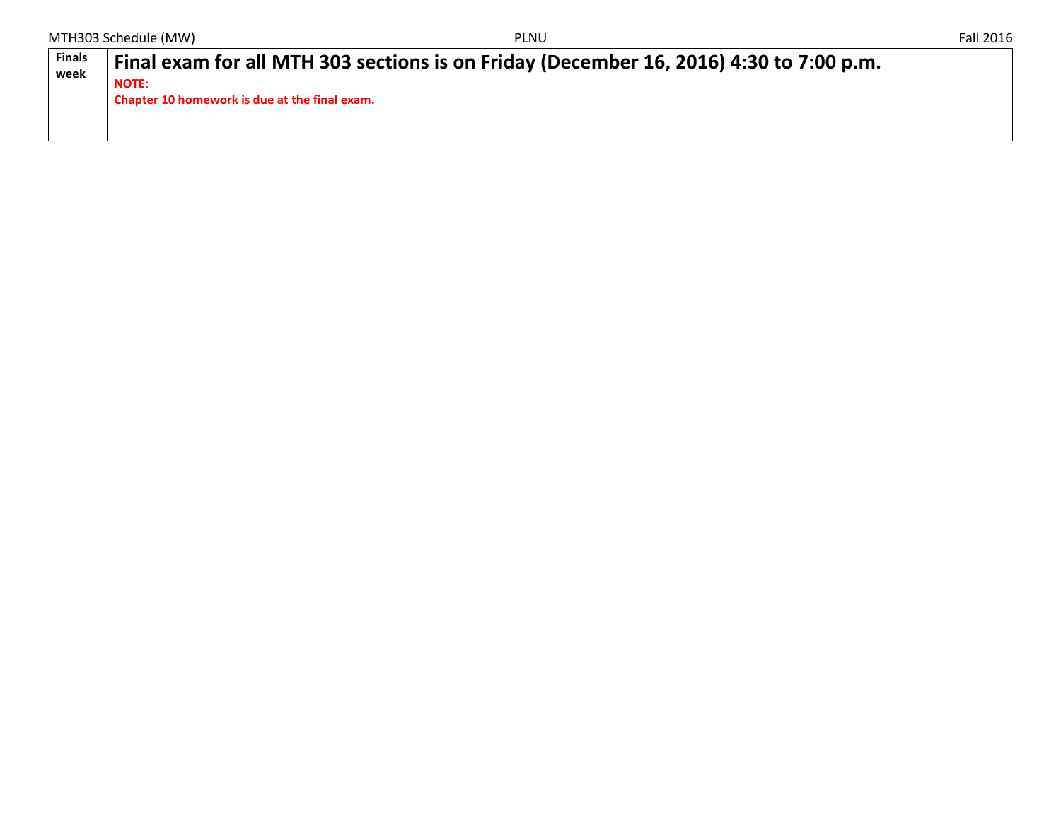| | |
|---|---|
| **Finals week** | **Final exam for all MTH 303 sections is on Friday (December 16, 2016) 4:30 to 7:00 p.m.**<br>**NOTE:**<br>**Chapter 10 homework is due at the final exam.** |